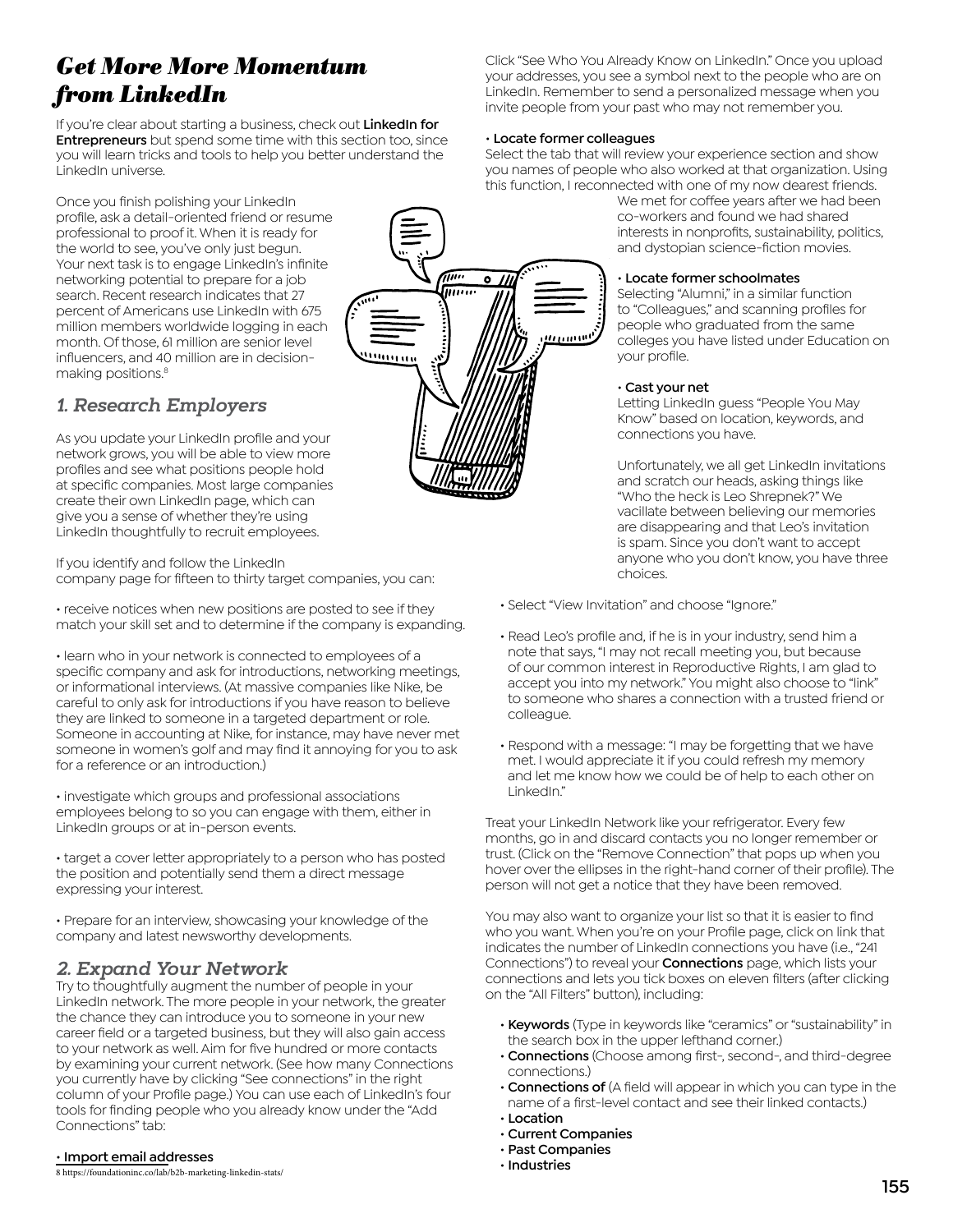# *Get More More Momentum from LinkedIn*

If you're clear about starting a business, check out **LinkedIn for Entrepreneurs** but spend some time with this section too, since you will learn tricks and tools to help you better understand the LinkedIn universe.

Once you finish polishing your LinkedIn profile, ask a detail-oriented friend or resume professional to proof it. When it is ready for the world to see, you've only just begun. Your next task is to engage LinkedIn's infinite networking potential to prepare for a job search. Recent research indicates that 27 percent of Americans use LinkedIn with 675 million members worldwide logging in each month. Of those, 61 million are senior level influencers, and 40 million are in decision-making positions.[8]

## *1. Research Employers*

As you update your LinkedIn profile and your network grows, you will be able to view more profiles and see what positions people hold at specific companies. Most large companies create their own LinkedIn page, which can give you a sense of whether they're using LinkedIn thoughtfully to recruit employees.

If you identify and follow the LinkedIn company page for fifteen to thirty target companies, you can:

• receive notices when new positions are posted to see if they match your skill set and to determine if the company is expanding.

• learn who in your network is connected to employees of a specific company and ask for introductions, networking meetings, or informational interviews. (At massive companies like Nike, be careful to only ask for introductions if you have reason to believe they are linked to someone in a targeted department or role. Someone in accounting at Nike, for instance, may have never met someone in women's golf and may find it annoying for you to ask for a reference or an introduction.)

• investigate which groups and professional associations employees belong to so you can engage with them, either in LinkedIn groups or at in-person events.

• target a cover letter appropriately to a person who has posted the position and potentially send them a direct message expressing your interest.

• Prepare for an interview, showcasing your knowledge of the company and latest newsworthy developments.

## *2. Expand Your Network*

Try to thoughtfully augment the number of people in your LinkedIn network. The more people in your network, the greater the chance they can introduce you to someone in your new career field or a targeted business, but they will also gain access to your network as well. Aim for five hundred or more contacts by examining your current network. (See how many Connections you currently have by clicking "See connections" in the right column of your Profile page.) You can use each of LinkedIn's four tools for finding people who you already know under the "Add Connections" tab:

**• Import email addresses**

Click "See Who You Already Know on LinkedIn." Once you upload your addresses, you see a symbol next to the people who are on LinkedIn. Remember to send a personalized message when you invite people from your past who may not remember you.

**• Locate former colleagues**

Select the tab that will review your experience section and show you names of people who also worked at that organization. Using this function, I reconnected with one of my now dearest friends. We met for coffee years after we had been co-workers and found we had shared interests in nonprofits, sustainability, politics, and dystopian science-fiction movies.

**• Locate former schoolmates**

Selecting "Alumni," in a similar function to "Colleagues," and scanning profiles for people who graduated from the same colleges you have listed under Education on your profile.

**• Cast your net**

Letting LinkedIn guess "People You May Know" based on location, keywords, and connections you have.

Unfortunately, we all get LinkedIn invitations and scratch our heads, asking things like "Who the heck is Leo Shrepnek?" We vacillate between believing our memories are disappearing and that Leo's invitation is spam. Since you don't want to accept anyone who you don't know, you have three choices.

- Select "View Invitation" and choose "Ignore."

- Read Leo's profile and, if he is in your industry, send him a note that says, "I may not recall meeting you, but because of our common interest in Reproductive Rights, I am glad to accept you into my network." You might also choose to "link" to someone who shares a connection with a trusted friend or colleague.

- Respond with a message: "I may be forgetting that we have met. I would appreciate it if you could refresh my memory and let me know how we could be of help to each other on LinkedIn."

Treat your LinkedIn Network like your refrigerator. Every few months, go in and discard contacts you no longer remember or trust. (Click on the "Remove Connection" that pops up when you hover over the ellipses in the right-hand corner of their profile). The person will not get a notice that they have been removed.

You may also want to organize your list so that it is easier to find who you want. When you're on your Profile page, click on link that indicates the number of LinkedIn connections you have (i.e., "241 Connections") to reveal your **Connections** page, which lists your connections and lets you tick boxes on eleven filters (after clicking on the "All Filters" button), including:

- **Keywords** (Type in keywords like "ceramics" or "sustainability" in the search box in the upper lefthand corner.)
- **Connections** (Choose among first-, second-, and third-degree connections.)
- **Connections of** (A field will appear in which you can type in the name of a first-level contact and see their linked contacts.)
- **Location**
- **Current Companies**
- **Past Companies**
- **Industries**

8 https://foundationinc.co/lab/b2b-marketing-linkedin-stats/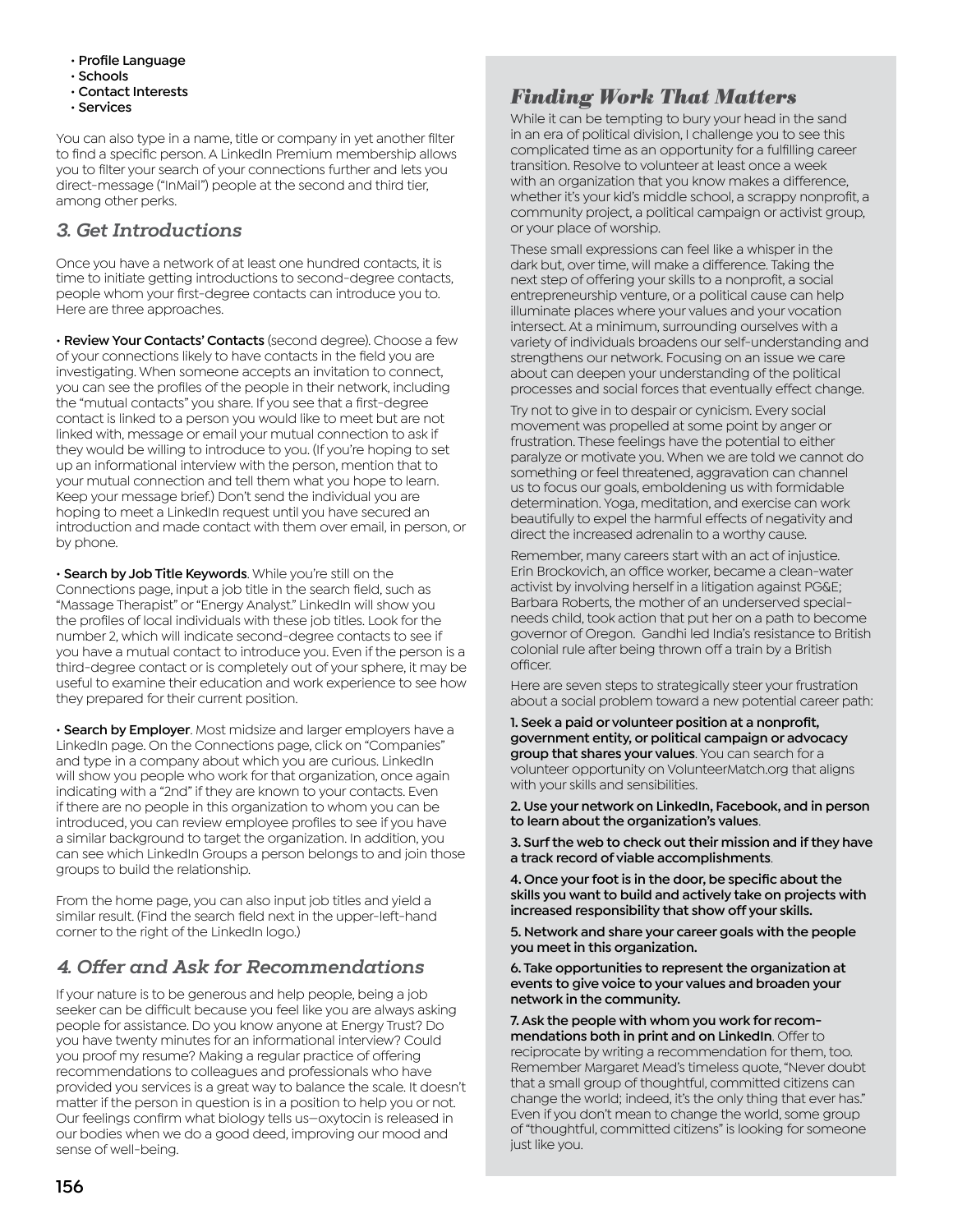- Profile Language
- Schools
- Contact Interests
- Services

You can also type in a name, title or company in yet another filter to find a specific person. A LinkedIn Premium membership allows you to filter your search of your connections further and lets you direct-message ("InMail") people at the second and third tier, among other perks.

## *3. Get Introductions*

Once you have a network of at least one hundred contacts, it is time to initiate getting introductions to second-degree contacts, people whom your first-degree contacts can introduce you to. Here are three approaches.

- **Review Your Contacts' Contacts** (second degree). Choose a few of your connections likely to have contacts in the field you are investigating. When someone accepts an invitation to connect, you can see the profiles of the people in their network, including the "mutual contacts" you share. If you see that a first-degree contact is linked to a person you would like to meet but are not linked with, message or email your mutual connection to ask if they would be willing to introduce to you. (If you're hoping to set up an informational interview with the person, mention that to your mutual connection and tell them what you hope to learn. Keep your message brief.) Don't send the individual you are hoping to meet a LinkedIn request until you have secured an introduction and made contact with them over email, in person, or by phone.

- **Search by Job Title Keywords**. While you're still on the Connections page, input a job title in the search field, such as "Massage Therapist" or "Energy Analyst." LinkedIn will show you the profiles of local individuals with these job titles. Look for the number 2, which will indicate second-degree contacts to see if you have a mutual contact to introduce you. Even if the person is a third-degree contact or is completely out of your sphere, it may be useful to examine their education and work experience to see how they prepared for their current position.

- **Search by Employer**. Most midsize and larger employers have a LinkedIn page. On the Connections page, click on "Companies" and type in a company about which you are curious. LinkedIn will show you people who work for that organization, once again indicating with a "2nd" if they are known to your contacts. Even if there are no people in this organization to whom you can be introduced, you can review employee profiles to see if you have a similar background to target the organization. In addition, you can see which LinkedIn Groups a person belongs to and join those groups to build the relationship.

From the home page, you can also input job titles and yield a similar result. (Find the search field next in the upper-left-hand corner to the right of the LinkedIn logo.)

## *4. Offer and Ask for Recommendations*

If your nature is to be generous and help people, being a job seeker can be difficult because you feel like you are always asking people for assistance. Do you know anyone at Energy Trust? Do you have twenty minutes for an informational interview? Could you proof my resume? Making a regular practice of offering recommendations to colleagues and professionals who have provided you services is a great way to balance the scale. It doesn't matter if the person in question is in a position to help you or not. Our feelings confirm what biology tells us—oxytocin is released in our bodies when we do a good deed, improving our mood and sense of well-being.

## *Finding Work That Matters*

While it can be tempting to bury your head in the sand in an era of political division, I challenge you to see this complicated time as an opportunity for a fulfilling career transition. Resolve to volunteer at least once a week with an organization that you know makes a difference, whether it's your kid's middle school, a scrappy nonprofit, a community project, a political campaign or activist group, or your place of worship.

These small expressions can feel like a whisper in the dark but, over time, will make a difference. Taking the next step of offering your skills to a nonprofit, a social entrepreneurship venture, or a political cause can help illuminate places where your values and your vocation intersect. At a minimum, surrounding ourselves with a variety of individuals broadens our self-understanding and strengthens our network. Focusing on an issue we care about can deepen your understanding of the political processes and social forces that eventually effect change.

Try not to give in to despair or cynicism. Every social movement was propelled at some point by anger or frustration. These feelings have the potential to either paralyze or motivate you. When we are told we cannot do something or feel threatened, aggravation can channel us to focus our goals, emboldening us with formidable determination. Yoga, meditation, and exercise can work beautifully to expel the harmful effects of negativity and direct the increased adrenalin to a worthy cause.

Remember, many careers start with an act of injustice. Erin Brockovich, an office worker, became a clean-water activist by involving herself in a litigation against PG&E; Barbara Roberts, the mother of an underserved special-needs child, took action that put her on a path to become governor of Oregon. Gandhi led India's resistance to British colonial rule after being thrown off a train by a British officer.

Here are seven steps to strategically steer your frustration about a social problem toward a new potential career path:

1. **Seek a paid or volunteer position at a nonprofit, government entity, or political campaign or advocacy group that shares your values**. You can search for a volunteer opportunity on VolunteerMatch.org that aligns with your skills and sensibilities.
2. **Use your network on LinkedIn, Facebook, and in person to learn about the organization's values**.
3. **Surf the web to check out their mission and if they have a track record of viable accomplishments**.
4. **Once your foot is in the door, be specific about the skills you want to build and actively take on projects with increased responsibility that show off your skills.**
5. **Network and share your career goals with the people you meet in this organization.**
6. **Take opportunities to represent the organization at events to give voice to your values and broaden your network in the community.**
7. **Ask the people with whom you work for recommendations both in print and on LinkedIn**. Offer to reciprocate by writing a recommendation for them, too. Remember Margaret Mead's timeless quote, "Never doubt that a small group of thoughtful, committed citizens can change the world; indeed, it's the only thing that ever has." Even if you don't mean to change the world, some group of "thoughtful, committed citizens" is looking for someone just like you.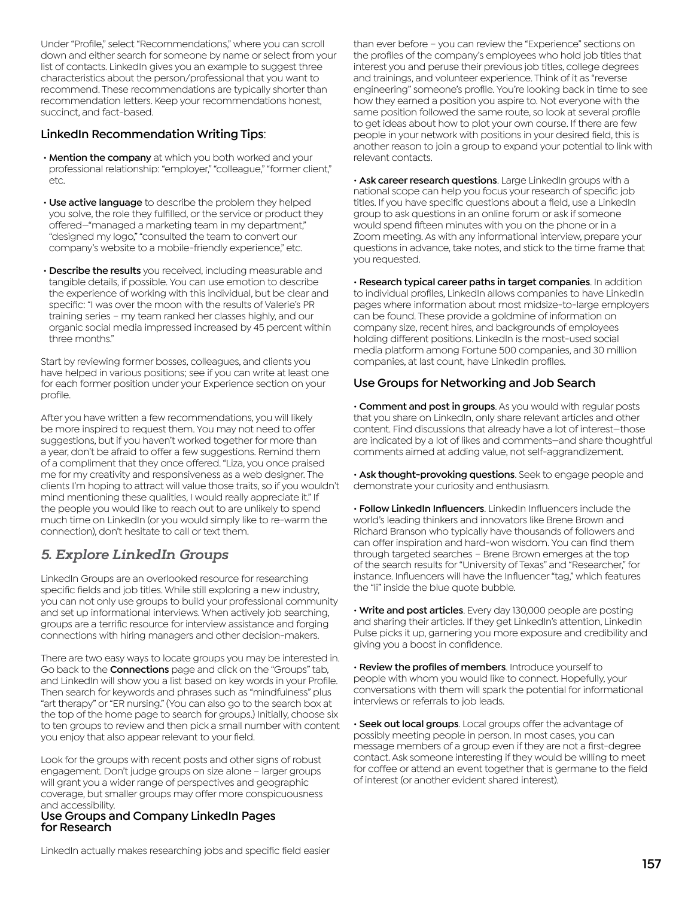Under "Profile," select "Recommendations," where you can scroll down and either search for someone by name or select from your list of contacts. LinkedIn gives you an example to suggest three characteristics about the person/professional that you want to recommend. These recommendations are typically shorter than recommendation letters. Keep your recommendations honest, succinct, and fact-based.

### LinkedIn Recommendation Writing Tips:

- **Mention the company** at which you both worked and your professional relationship: "employer," "colleague," "former client," etc.
- **Use active language** to describe the problem they helped you solve, the role they fulfilled, or the service or product they offered—"managed a marketing team in my department," "designed my logo," "consulted the team to convert our company's website to a mobile-friendly experience," etc.
- **Describe the results** you received, including measurable and tangible details, if possible. You can use emotion to describe the experience of working with this individual, but be clear and specific: "I was over the moon with the results of Valerie's PR training series – my team ranked her classes highly, and our organic social media impressed increased by 45 percent within three months."

Start by reviewing former bosses, colleagues, and clients you have helped in various positions; see if you can write at least one for each former position under your Experience section on your profile.

After you have written a few recommendations, you will likely be more inspired to request them. You may not need to offer suggestions, but if you haven't worked together for more than a year, don't be afraid to offer a few suggestions. Remind them of a compliment that they once offered. "Liza, you once praised me for my creativity and responsiveness as a web designer. The clients I'm hoping to attract will value those traits, so if you wouldn't mind mentioning these qualities, I would really appreciate it." If the people you would like to reach out to are unlikely to spend much time on LinkedIn (or you would simply like to re-warm the connection), don't hesitate to call or text them.

## *5. Explore LinkedIn Groups*

LinkedIn Groups are an overlooked resource for researching specific fields and job titles. While still exploring a new industry, you can not only use groups to build your professional community and set up informational interviews. When actively job searching, groups are a terrific resource for interview assistance and forging connections with hiring managers and other decision-makers.

There are two easy ways to locate groups you may be interested in. Go back to the **Connections** page and click on the "Groups" tab, and LinkedIn will show you a list based on key words in your Profile. Then search for keywords and phrases such as "mindfulness" plus "art therapy" or "ER nursing." (You can also go to the search box at the top of the home page to search for groups.) Initially, choose six to ten groups to review and then pick a small number with content you enjoy that also appear relevant to your field.

Look for the groups with recent posts and other signs of robust engagement. Don't judge groups on size alone – larger groups will grant you a wider range of perspectives and geographic coverage, but smaller groups may offer more conspicuousness and accessibility.

### Use Groups and Company LinkedIn Pages for Research

LinkedIn actually makes researching jobs and specific field easier than ever before – you can review the "Experience" sections on the profiles of the company's employees who hold job titles that interest you and peruse their previous job titles, college degrees and trainings, and volunteer experience. Think of it as "reverse engineering" someone's profile. You're looking back in time to see how they earned a position you aspire to. Not everyone with the same position followed the same route, so look at several profile to get ideas about how to plot your own course. If there are few people in your network with positions in your desired field, this is another reason to join a group to expand your potential to link with relevant contacts.

- **Ask career research questions**. Large LinkedIn groups with a national scope can help you focus your research of specific job titles. If you have specific questions about a field, use a LinkedIn group to ask questions in an online forum or ask if someone would spend fifteen minutes with you on the phone or in a Zoom meeting. As with any informational interview, prepare your questions in advance, take notes, and stick to the time frame that you requested.
- **Research typical career paths in target companies**. In addition to individual profiles, LinkedIn allows companies to have LinkedIn pages where information about most midsize-to-large employers can be found. These provide a goldmine of information on company size, recent hires, and backgrounds of employees holding different positions. LinkedIn is the most-used social media platform among Fortune 500 companies, and 30 million companies, at last count, have LinkedIn profiles.

### Use Groups for Networking and Job Search

- **Comment and post in groups**. As you would with regular posts that you share on LinkedIn, only share relevant articles and other content. Find discussions that already have a lot of interest—those are indicated by a lot of likes and comments—and share thoughtful comments aimed at adding value, not self-aggrandizement.
- **Ask thought-provoking questions**. Seek to engage people and demonstrate your curiosity and enthusiasm.
- **Follow LinkedIn Influencers**. LinkedIn Influencers include the world's leading thinkers and innovators like Brene Brown and Richard Branson who typically have thousands of followers and can offer inspiration and hard-won wisdom. You can find them through targeted searches – Brene Brown emerges at the top of the search results for "University of Texas" and "Researcher," for instance. Influencers will have the Influencer "tag," which features the "li" inside the blue quote bubble.
- **Write and post articles**. Every day 130,000 people are posting and sharing their articles. If they get LinkedIn's attention, LinkedIn Pulse picks it up, garnering you more exposure and credibility and giving you a boost in confidence.
- **Review the profiles of members**. Introduce yourself to people with whom you would like to connect. Hopefully, your conversations with them will spark the potential for informational interviews or referrals to job leads.
- **Seek out local groups**. Local groups offer the advantage of possibly meeting people in person. In most cases, you can message members of a group even if they are not a first-degree contact. Ask someone interesting if they would be willing to meet for coffee or attend an event together that is germane to the field of interest (or another evident shared interest).